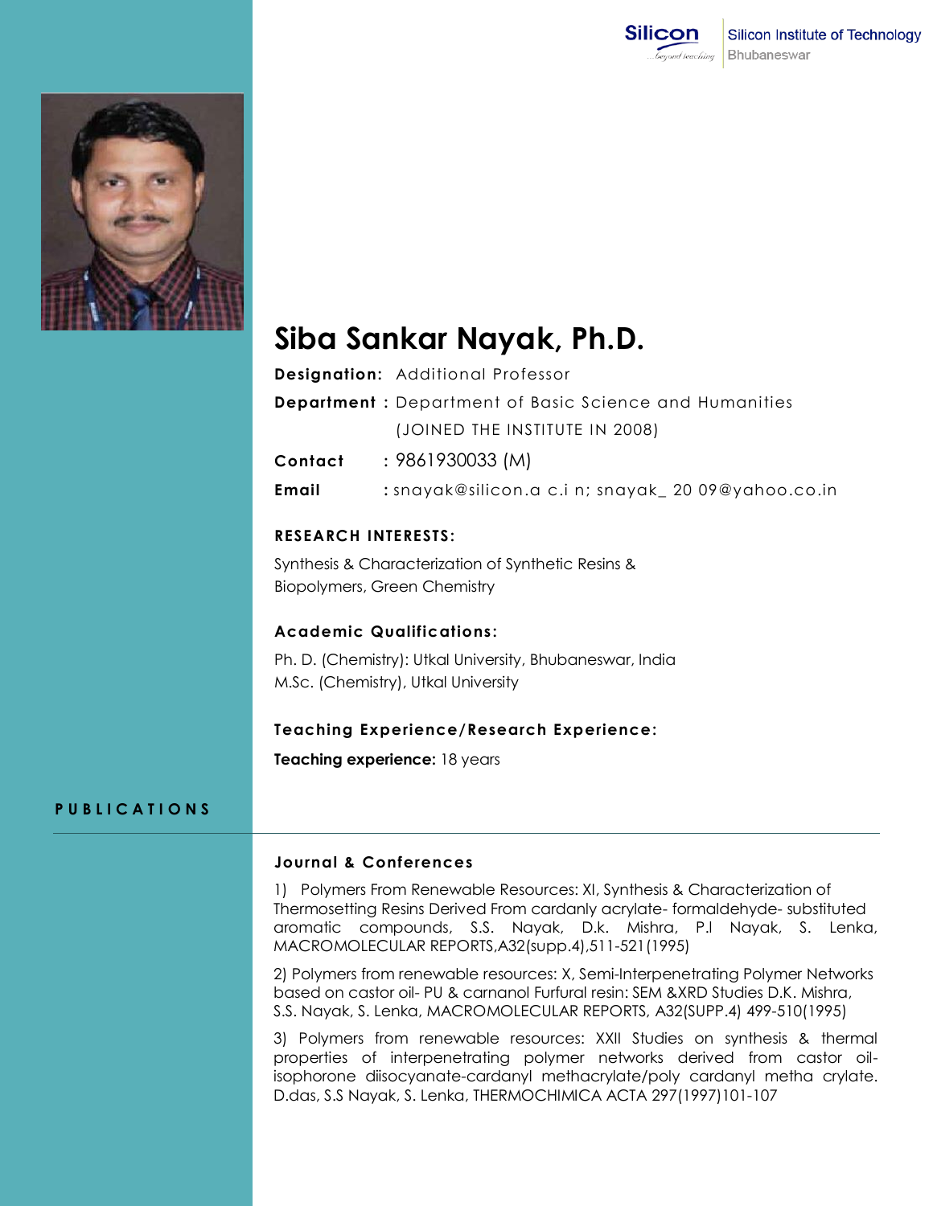# Siba Sankar Nayak, Ph.D.

**Designation:** Additional Professor

**Department :** Department of Basic Science and Humanities
(JOINED THE INSTITUTE IN 2008)

**Contact** : 9861930033 (M)

**Email** : snayak@silicon.a c.i n; snayak_ 20 09@yahoo.co.in

### RESEARCH INTERESTS:

Synthesis & Characterization of Synthetic Resins & Biopolymers, Green Chemistry

### Academic Qualifications:

Ph. D. (Chemistry): Utkal University, Bhubaneswar, India
M.Sc. (Chemistry), Utkal University

### Teaching Experience/Research Experience:

**Teaching experience:** 18 years

## PUBLICATIONS

### Journal & Conferences

1) Polymers From Renewable Resources: XI, Synthesis & Characterization of Thermosetting Resins Derived From cardanly acrylate- formaldehyde- substituted aromatic compounds, S.S. Nayak, D.k. Mishra, P.l Nayak, S. Lenka, MACROMOLECULAR REPORTS,A32(supp.4),511-521(1995)

2) Polymers from renewable resources: X, Semi-Interpenetrating Polymer Networks based on castor oil- PU & carnanol Furfural resin: SEM &XRD Studies D.K. Mishra, S.S. Nayak, S. Lenka, MACROMOLECULAR REPORTS, A32(SUPP.4) 499-510(1995)

3) Polymers from renewable resources: XXII Studies on synthesis & thermal properties of interpenetrating polymer networks derived from castor oil-isophorone diisocyanate-cardanyl methacrylate/poly cardanyl metha crylate. D.das, S.S Nayak, S. Lenka, THERMOCHIMICA ACTA 297(1997)101-107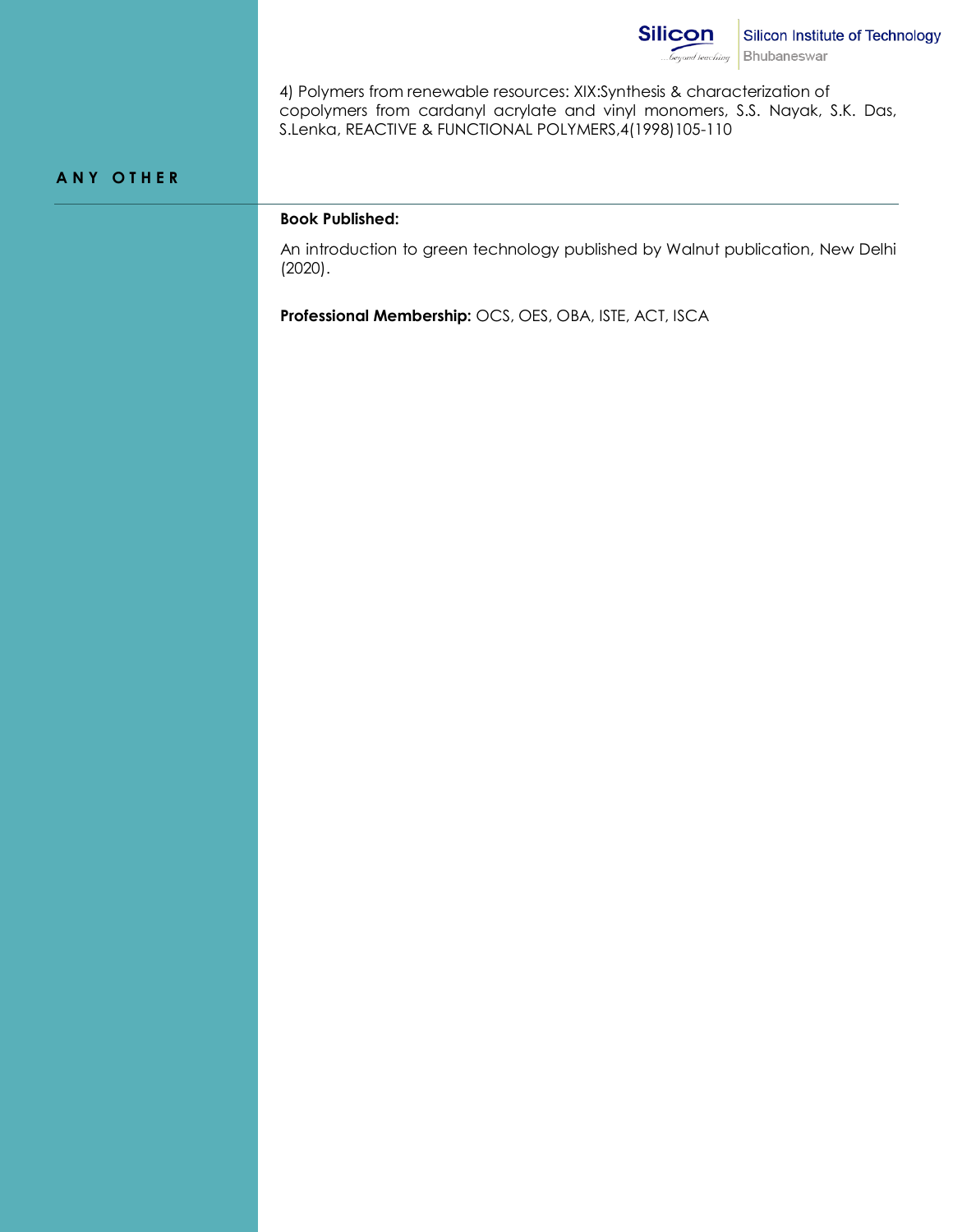4) Polymers from renewable resources: XIX:Synthesis & characterization of copolymers from cardanyl acrylate and vinyl monomers, S.S. Nayak, S.K. Das, S.Lenka, REACTIVE & FUNCTIONAL POLYMERS,4(1998)105-110

## ANY OTHER

**Book Published:**

An introduction to green technology published by Walnut publication, New Delhi (2020).

**Professional Membership:** OCS, OES, OBA, ISTE, ACT, ISCA